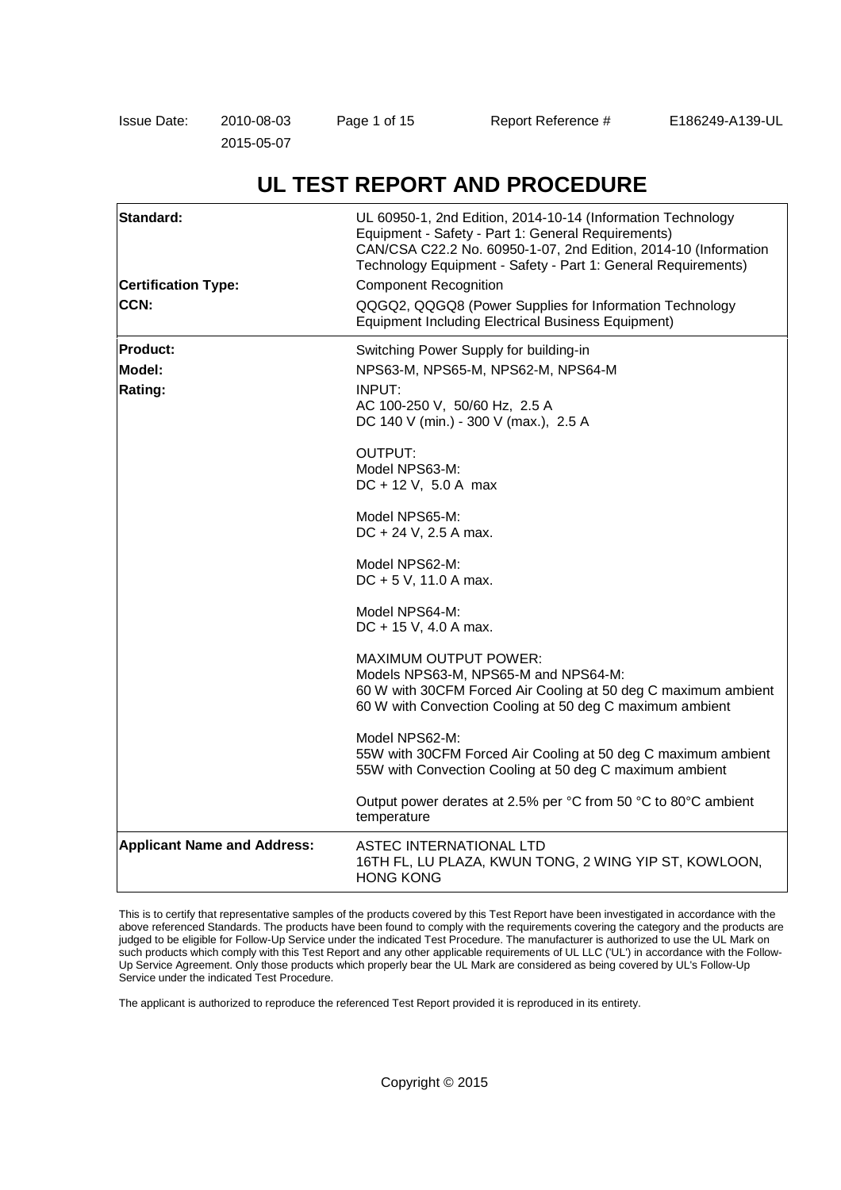Issue Date: 2010-08-03
2015-05-07

Report Reference # E186249-A139-UL

# UL TEST REPORT AND PROCEDURE

| | |
|---|---|
| **Standard:** | UL 60950-1, 2nd Edition, 2014-10-14 (Information Technology Equipment - Safety - Part 1: General Requirements)<br>CAN/CSA C22.2 No. 60950-1-07, 2nd Edition, 2014-10 (Information Technology Equipment - Safety - Part 1: General Requirements) |
| **Certification Type:** | Component Recognition |
| **CCN:** | QQGQ2, QQGQ8 (Power Supplies for Information Technology Equipment Including Electrical Business Equipment) |
| **Product:** | Switching Power Supply for building-in |
| **Model:** | NPS63-M, NPS65-M, NPS62-M, NPS64-M |
| **Rating:** | INPUT:<br>AC 100-250 V, 50/60 Hz, 2.5 A<br>DC 140 V (min.) - 300 V (max.), 2.5 A<br><br>OUTPUT:<br>Model NPS63-M:<br>DC + 12 V, 5.0 A max<br><br>Model NPS65-M:<br>DC + 24 V, 2.5 A max.<br><br>Model NPS62-M:<br>DC + 5 V, 11.0 A max.<br><br>Model NPS64-M:<br>DC + 15 V, 4.0 A max.<br><br>MAXIMUM OUTPUT POWER:<br>Models NPS63-M, NPS65-M and NPS64-M:<br>60 W with 30CFM Forced Air Cooling at 50 deg C maximum ambient<br>60 W with Convection Cooling at 50 deg C maximum ambient<br><br>Model NPS62-M:<br>55W with 30CFM Forced Air Cooling at 50 deg C maximum ambient<br>55W with Convection Cooling at 50 deg C maximum ambient<br><br>Output power derates at 2.5% per °C from 50 °C to 80°C ambient temperature |
| **Applicant Name and Address:** | ASTEC INTERNATIONAL LTD<br>16TH FL, LU PLAZA, KWUN TONG, 2 WING YIP ST, KOWLOON, HONG KONG |

This is to certify that representative samples of the products covered by this Test Report have been investigated in accordance with the above referenced Standards. The products have been found to comply with the requirements covering the category and the products are judged to be eligible for Follow-Up Service under the indicated Test Procedure. The manufacturer is authorized to use the UL Mark on such products which comply with this Test Report and any other applicable requirements of UL LLC ('UL') in accordance with the Follow-Up Service Agreement. Only those products which properly bear the UL Mark are considered as being covered by UL's Follow-Up Service under the indicated Test Procedure.

The applicant is authorized to reproduce the referenced Test Report provided it is reproduced in its entirety.

Copyright © 2015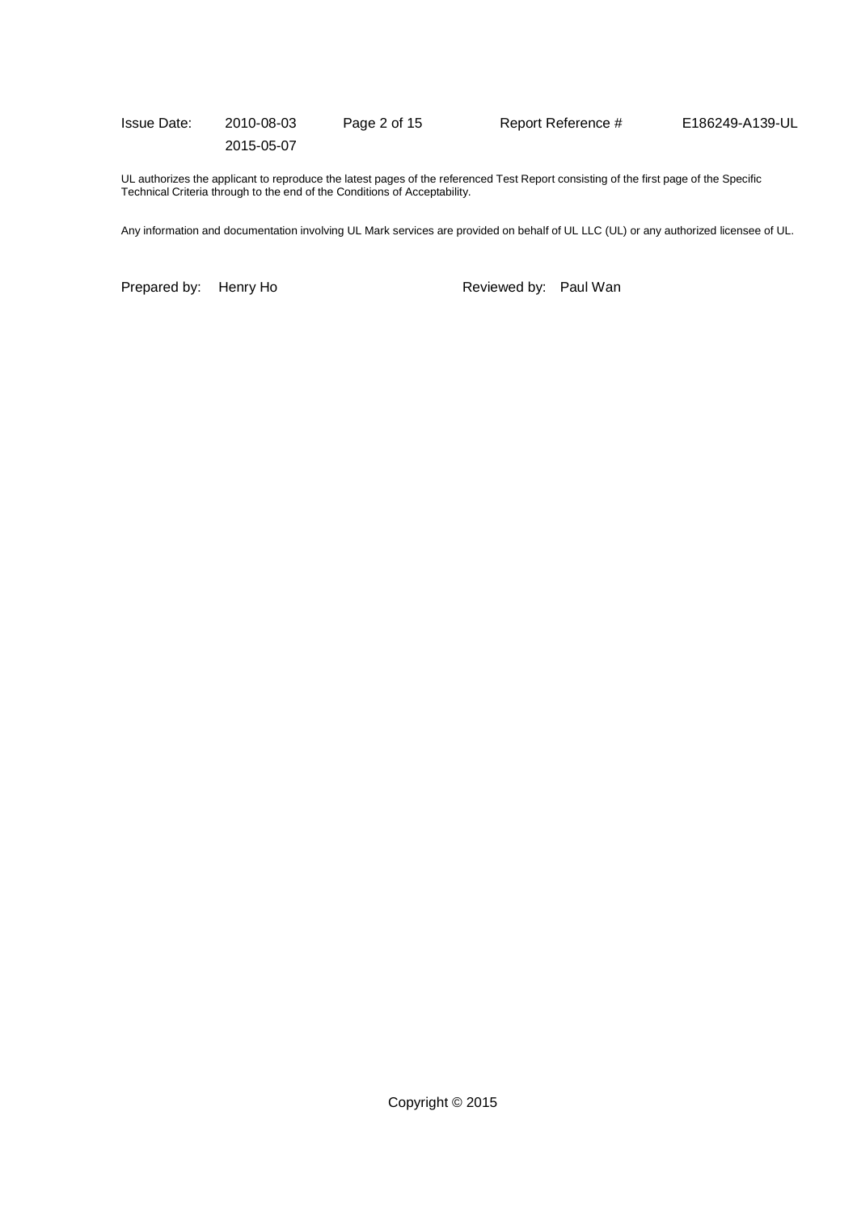UL authorizes the applicant to reproduce the latest pages of the referenced Test Report consisting of the first page of the Specific Technical Criteria through to the end of the Conditions of Acceptability.

Any information and documentation involving UL Mark services are provided on behalf of UL LLC (UL) or any authorized licensee of UL.

Prepared by: Henry Ho

Reviewed by: Paul Wan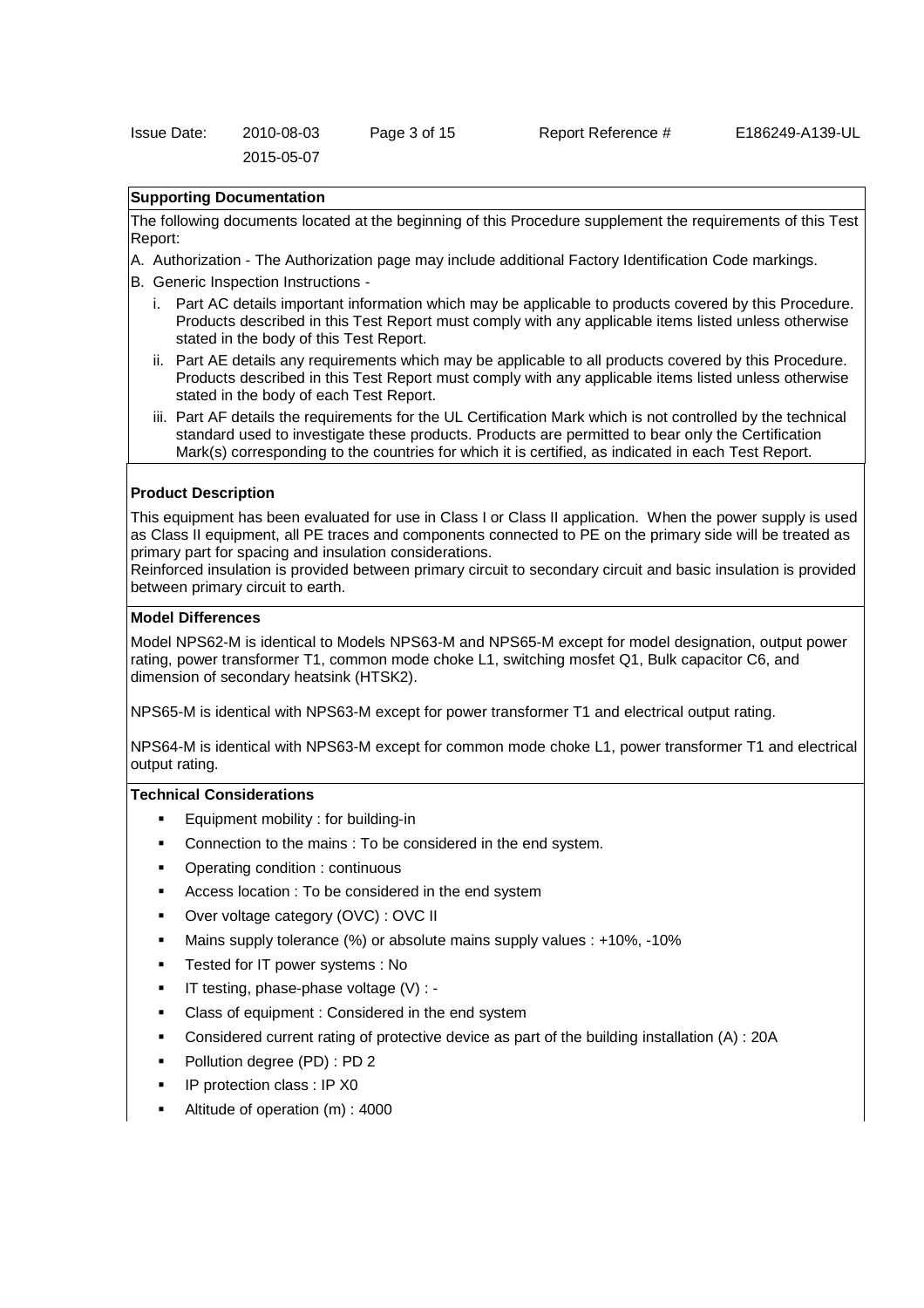## Supporting Documentation

The following documents located at the beginning of this Procedure supplement the requirements of this Test Report:

A. Authorization - The Authorization page may include additional Factory Identification Code markings.

B. Generic Inspection Instructions -

   i. Part AC details important information which may be applicable to products covered by this Procedure. Products described in this Test Report must comply with any applicable items listed unless otherwise stated in the body of this Test Report.

   ii. Part AE details any requirements which may be applicable to all products covered by this Procedure. Products described in this Test Report must comply with any applicable items listed unless otherwise stated in the body of each Test Report.

   iii. Part AF details the requirements for the UL Certification Mark which is not controlled by the technical standard used to investigate these products. Products are permitted to bear only the Certification Mark(s) corresponding to the countries for which it is certified, as indicated in each Test Report.

## Product Description

This equipment has been evaluated for use in Class I or Class II application. When the power supply is used as Class II equipment, all PE traces and components connected to PE on the primary side will be treated as primary part for spacing and insulation considerations.
Reinforced insulation is provided between primary circuit to secondary circuit and basic insulation is provided between primary circuit to earth.

## Model Differences

Model NPS62-M is identical to Models NPS63-M and NPS65-M except for model designation, output power rating, power transformer T1, common mode choke L1, switching mosfet Q1, Bulk capacitor C6, and dimension of secondary heatsink (HTSK2).

NPS65-M is identical with NPS63-M except for power transformer T1 and electrical output rating.

NPS64-M is identical with NPS63-M except for common mode choke L1, power transformer T1 and electrical output rating.

## Technical Considerations

- Equipment mobility : for building-in
- Connection to the mains : To be considered in the end system.
- Operating condition : continuous
- Access location : To be considered in the end system
- Over voltage category (OVC) : OVC II
- Mains supply tolerance (%) or absolute mains supply values : +10%, -10%
- Tested for IT power systems : No
- IT testing, phase-phase voltage (V) : -
- Class of equipment : Considered in the end system
- Considered current rating of protective device as part of the building installation (A) : 20A
- Pollution degree (PD) : PD 2
- IP protection class : IP X0
- Altitude of operation (m) : 4000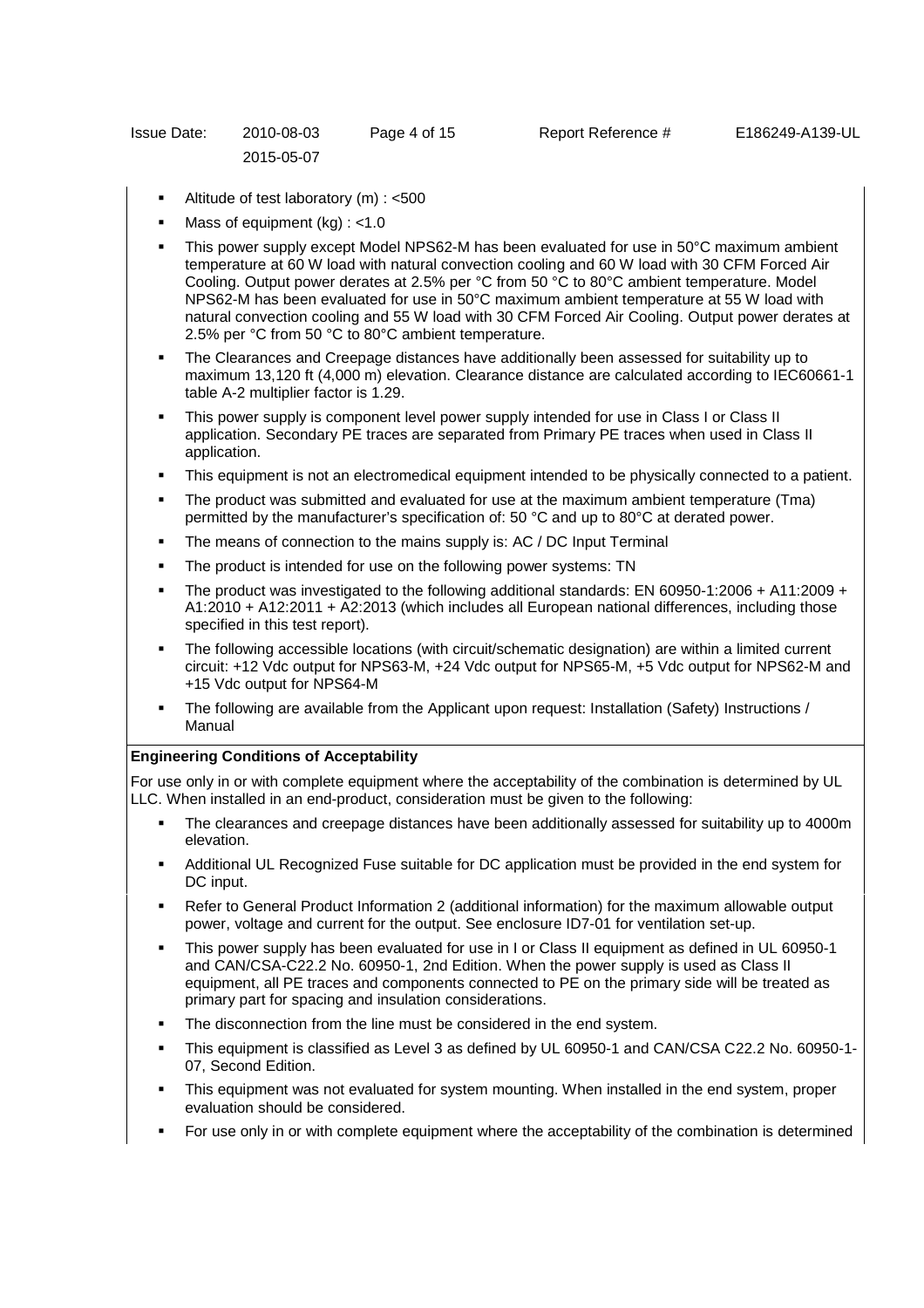- Altitude of test laboratory (m) : <500
- Mass of equipment (kg) : <1.0
- This power supply except Model NPS62-M has been evaluated for use in 50°C maximum ambient temperature at 60 W load with natural convection cooling and 60 W load with 30 CFM Forced Air Cooling. Output power derates at 2.5% per °C from 50 °C to 80°C ambient temperature. Model NPS62-M has been evaluated for use in 50°C maximum ambient temperature at 55 W load with natural convection cooling and 55 W load with 30 CFM Forced Air Cooling. Output power derates at 2.5% per °C from 50 °C to 80°C ambient temperature.
- The Clearances and Creepage distances have additionally been assessed for suitability up to maximum 13,120 ft (4,000 m) elevation. Clearance distance are calculated according to IEC60661-1 table A-2 multiplier factor is 1.29.
- This power supply is component level power supply intended for use in Class I or Class II application. Secondary PE traces are separated from Primary PE traces when used in Class II application.
- This equipment is not an electromedical equipment intended to be physically connected to a patient.
- The product was submitted and evaluated for use at the maximum ambient temperature (Tma) permitted by the manufacturer's specification of: 50 °C and up to 80°C at derated power.
- The means of connection to the mains supply is: AC / DC Input Terminal
- The product is intended for use on the following power systems: TN
- The product was investigated to the following additional standards: EN 60950-1:2006 + A11:2009 + A1:2010 + A12:2011 + A2:2013 (which includes all European national differences, including those specified in this test report).
- The following accessible locations (with circuit/schematic designation) are within a limited current circuit: +12 Vdc output for NPS63-M, +24 Vdc output for NPS65-M, +5 Vdc output for NPS62-M and +15 Vdc output for NPS64-M
- The following are available from the Applicant upon request: Installation (Safety) Instructions / Manual

**Engineering Conditions of Acceptability**

For use only in or with complete equipment where the acceptability of the combination is determined by UL LLC. When installed in an end-product, consideration must be given to the following:

- The clearances and creepage distances have been additionally assessed for suitability up to 4000m elevation.
- Additional UL Recognized Fuse suitable for DC application must be provided in the end system for DC input.
- Refer to General Product Information 2 (additional information) for the maximum allowable output power, voltage and current for the output. See enclosure ID7-01 for ventilation set-up.
- This power supply has been evaluated for use in I or Class II equipment as defined in UL 60950-1 and CAN/CSA-C22.2 No. 60950-1, 2nd Edition. When the power supply is used as Class II equipment, all PE traces and components connected to PE on the primary side will be treated as primary part for spacing and insulation considerations.
- The disconnection from the line must be considered in the end system.
- This equipment is classified as Level 3 as defined by UL 60950-1 and CAN/CSA C22.2 No. 60950-1-07, Second Edition.
- This equipment was not evaluated for system mounting. When installed in the end system, proper evaluation should be considered.
- For use only in or with complete equipment where the acceptability of the combination is determined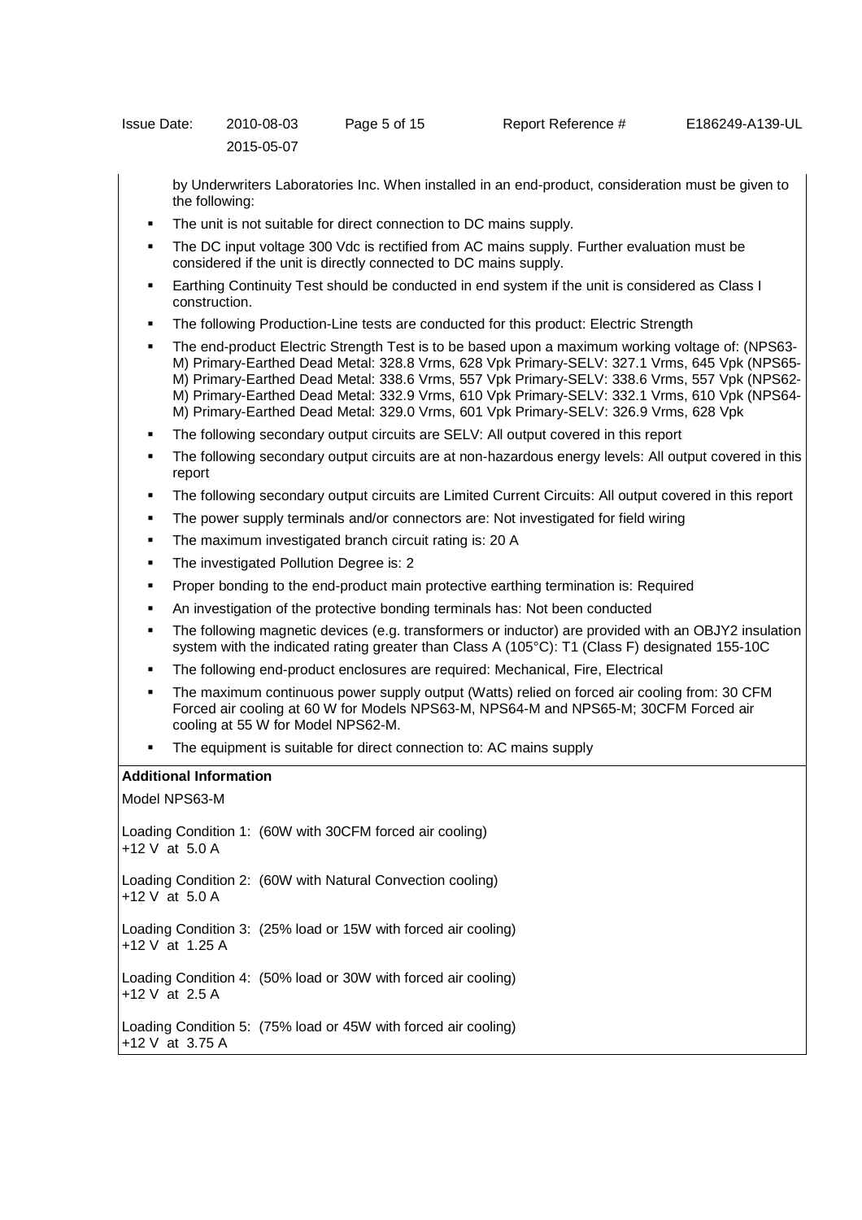by Underwriters Laboratories Inc. When installed in an end-product, consideration must be given to the following:

- The unit is not suitable for direct connection to DC mains supply.
- The DC input voltage 300 Vdc is rectified from AC mains supply. Further evaluation must be considered if the unit is directly connected to DC mains supply.
- Earthing Continuity Test should be conducted in end system if the unit is considered as Class I construction.
- The following Production-Line tests are conducted for this product: Electric Strength
- The end-product Electric Strength Test is to be based upon a maximum working voltage of: (NPS63-M) Primary-Earthed Dead Metal: 328.8 Vrms, 628 Vpk Primary-SELV: 327.1 Vrms, 645 Vpk (NPS65-M) Primary-Earthed Dead Metal: 338.6 Vrms, 557 Vpk Primary-SELV: 338.6 Vrms, 557 Vpk (NPS62-M) Primary-Earthed Dead Metal: 332.9 Vrms, 610 Vpk Primary-SELV: 332.1 Vrms, 610 Vpk (NPS64-M) Primary-Earthed Dead Metal: 329.0 Vrms, 601 Vpk Primary-SELV: 326.9 Vrms, 628 Vpk
- The following secondary output circuits are SELV: All output covered in this report
- The following secondary output circuits are at non-hazardous energy levels: All output covered in this report
- The following secondary output circuits are Limited Current Circuits: All output covered in this report
- The power supply terminals and/or connectors are: Not investigated for field wiring
- The maximum investigated branch circuit rating is: 20 A
- The investigated Pollution Degree is: 2
- Proper bonding to the end-product main protective earthing termination is: Required
- An investigation of the protective bonding terminals has: Not been conducted
- The following magnetic devices (e.g. transformers or inductor) are provided with an OBJY2 insulation system with the indicated rating greater than Class A (105°C): T1 (Class F) designated 155-10C
- The following end-product enclosures are required: Mechanical, Fire, Electrical
- The maximum continuous power supply output (Watts) relied on forced air cooling from: 30 CFM Forced air cooling at 60 W for Models NPS63-M, NPS64-M and NPS65-M; 30CFM Forced air cooling at 55 W for Model NPS62-M.
- The equipment is suitable for direct connection to: AC mains supply

**Additional Information**

Model NPS63-M

Loading Condition 1: (60W with 30CFM forced air cooling)
+12 V at 5.0 A

Loading Condition 2: (60W with Natural Convection cooling)
+12 V at 5.0 A

Loading Condition 3: (25% load or 15W with forced air cooling)
+12 V at 1.25 A

Loading Condition 4: (50% load or 30W with forced air cooling)
+12 V at 2.5 A

Loading Condition 5: (75% load or 45W with forced air cooling)
+12 V at 3.75 A